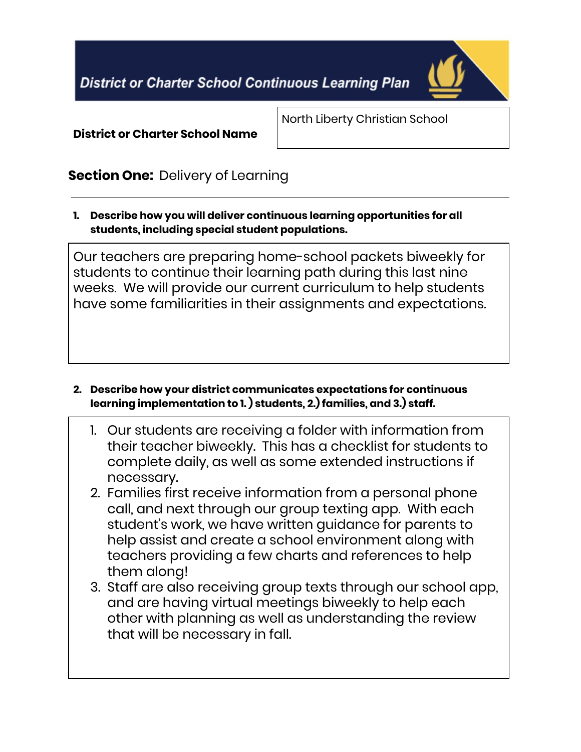# District or Charter School Continuous Learning Plan

| **District or Charter School Name** | North Liberty Christian School |
|---|---|

## **Section One:** Delivery of Learning

**1. Describe how you will deliver continuous learning opportunities for all students, including special student populations.**

Our teachers are preparing home-school packets biweekly for students to continue their learning path during this last nine weeks. We will provide our current curriculum to help students have some familiarities in their assignments and expectations.

**2. Describe how your district communicates expectations for continuous learning implementation to 1.) students, 2.) families, and 3.) staff.**

1. Our students are receiving a folder with information from their teacher biweekly. This has a checklist for students to complete daily, as well as some extended instructions if necessary.
2. Families first receive information from a personal phone call, and next through our group texting app. With each student's work, we have written guidance for parents to help assist and create a school environment along with teachers providing a few charts and references to help them along!
3. Staff are also receiving group texts through our school app, and are having virtual meetings biweekly to help each other with planning as well as understanding the review that will be necessary in fall.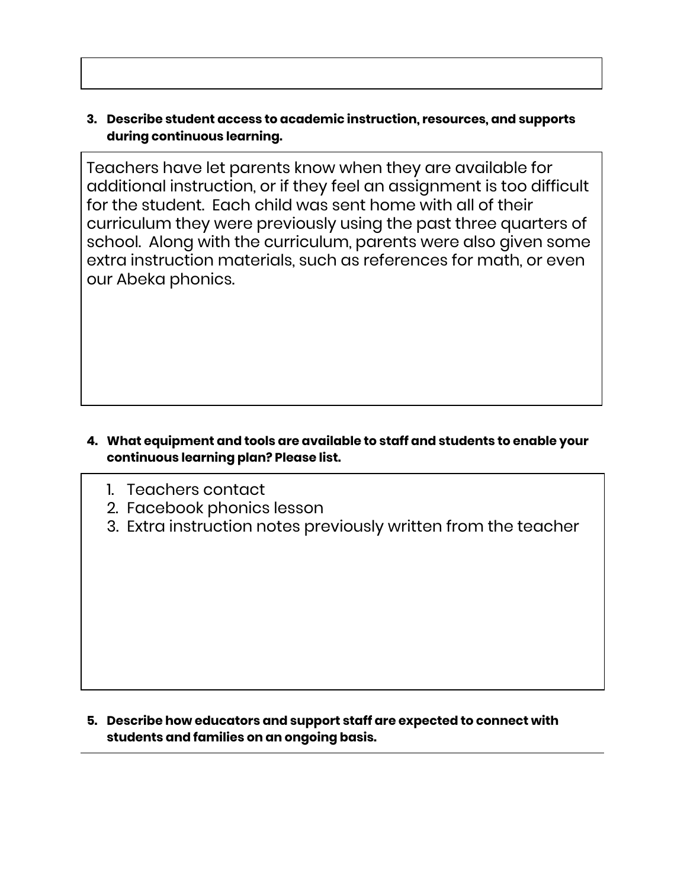3. **Describe student access to academic instruction, resources, and supports during continuous learning.**

Teachers have let parents know when they are available for additional instruction, or if they feel an assignment is too difficult for the student. Each child was sent home with all of their curriculum they were previously using the past three quarters of school. Along with the curriculum, parents were also given some extra instruction materials, such as references for math, or even our Abeka phonics.

4. **What equipment and tools are available to staff and students to enable your continuous learning plan? Please list.**

1. Teachers contact
2. Facebook phonics lesson
3. Extra instruction notes previously written from the teacher

5. **Describe how educators and support staff are expected to connect with students and families on an ongoing basis.**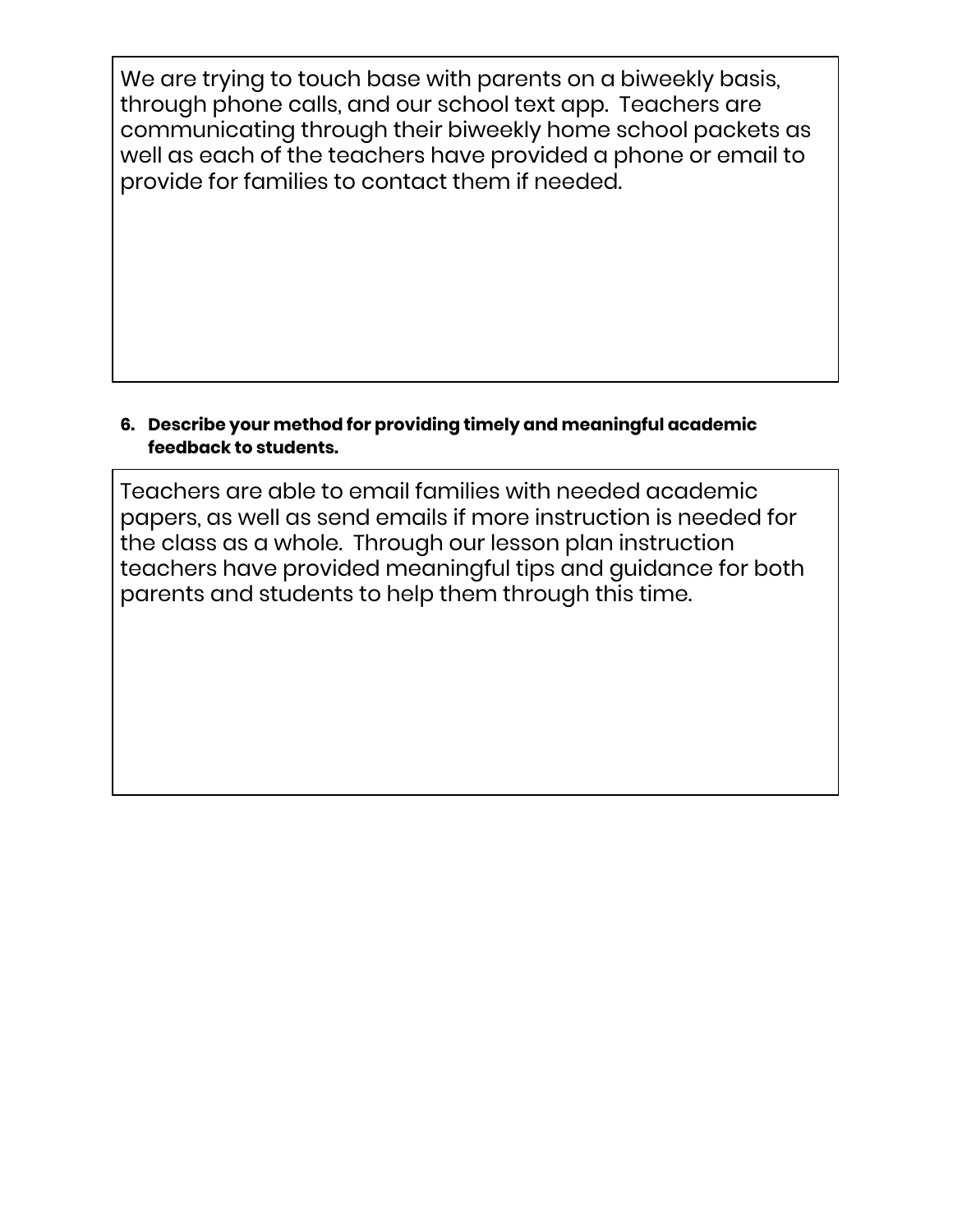We are trying to touch base with parents on a biweekly basis, through phone calls, and our school text app.  Teachers are communicating through their biweekly home school packets as well as each of the teachers have provided a phone or email to provide for families to contact them if needed.

6. **Describe your method for providing timely and meaningful academic feedback to students.**

Teachers are able to email families with needed academic papers, as well as send emails if more instruction is needed for the class as a whole.  Through our lesson plan instruction teachers have provided meaningful tips and guidance for both parents and students to help them through this time.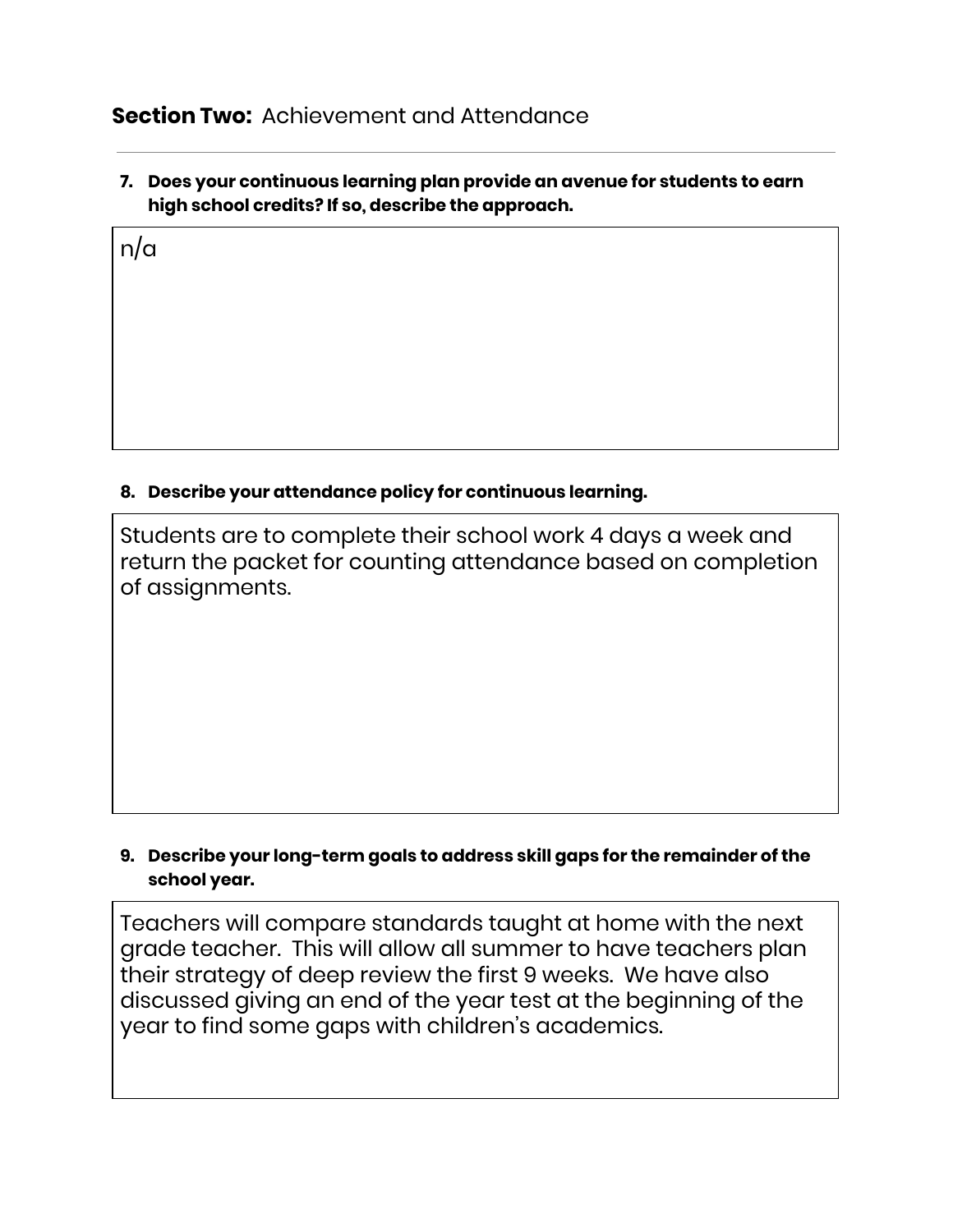## **Section Two:** Achievement and Attendance

---

**7. Does your continuous learning plan provide an avenue for students to earn high school credits? If so, describe the approach.**

n/a

**8. Describe your attendance policy for continuous learning.**

Students are to complete their school work 4 days a week and return the packet for counting attendance based on completion of assignments.

**9. Describe your long-term goals to address skill gaps for the remainder of the school year.**

Teachers will compare standards taught at home with the next grade teacher. This will allow all summer to have teachers plan their strategy of deep review the first 9 weeks. We have also discussed giving an end of the year test at the beginning of the year to find some gaps with children's academics.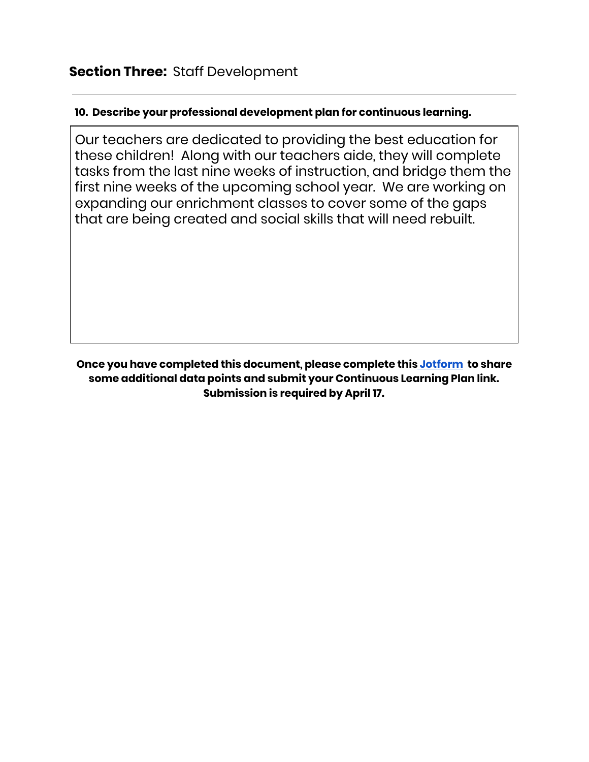## **Section Three:** Staff Development

**10. Describe your professional development plan for continuous learning.**

Our teachers are dedicated to providing the best education for these children! Along with our teachers aide, they will complete tasks from the last nine weeks of instruction, and bridge them the first nine weeks of the upcoming school year. We are working on expanding our enrichment classes to cover some of the gaps that are being created and social skills that will need rebuilt.

**Once you have completed this document, please complete this Jotform to share some additional data points and submit your Continuous Learning Plan link. Submission is required by April 17.**